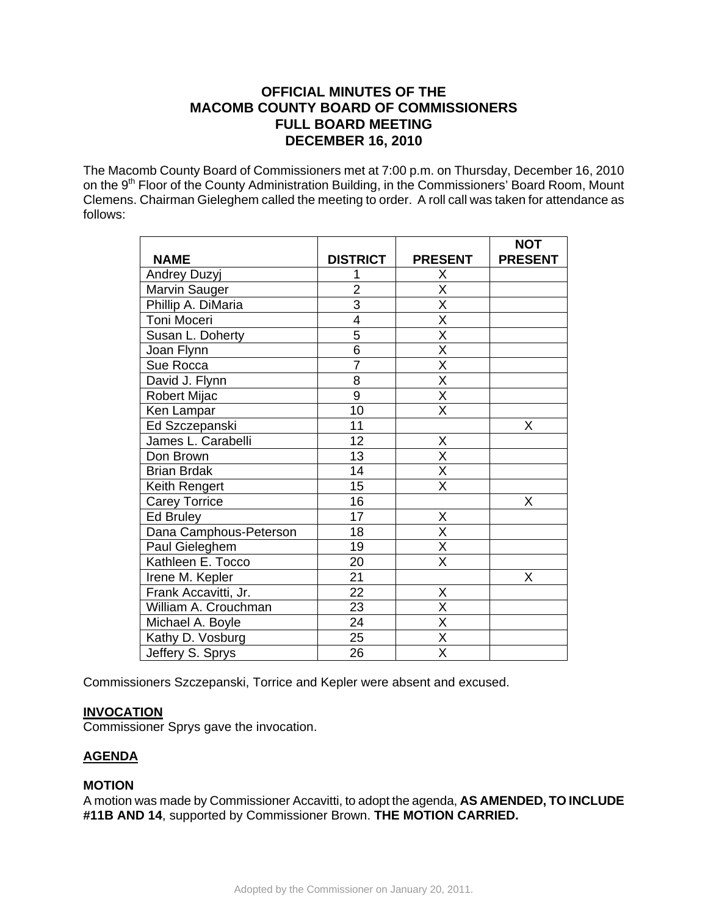# OFFICIAL MINUTES OF THE MACOMB COUNTY BOARD OF COMMISSIONERS FULL BOARD MEETING DECEMBER 16, 2010

The Macomb County Board of Commissioners met at 7:00 p.m. on Thursday, December 16, 2010 on the 9th Floor of the County Administration Building, in the Commissioners' Board Room, Mount Clemens. Chairman Gieleghem called the meeting to order. A roll call was taken for attendance as follows:

| NAME | DISTRICT | PRESENT | NOT PRESENT |
|---|---|---|---|
| Andrey Duzyj | 1 | X | |
| Marvin Sauger | 2 | X | |
| Phillip A. DiMaria | 3 | X | |
| Toni Moceri | 4 | X | |
| Susan L. Doherty | 5 | X | |
| Joan Flynn | 6 | X | |
| Sue Rocca | 7 | X | |
| David J. Flynn | 8 | X | |
| Robert Mijac | 9 | X | |
| Ken Lampar | 10 | X | |
| Ed Szczepanski | 11 | | X |
| James L. Carabelli | 12 | X | |
| Don Brown | 13 | X | |
| Brian Brdak | 14 | X | |
| Keith Rengert | 15 | X | |
| Carey Torrice | 16 | | X |
| Ed Bruley | 17 | X | |
| Dana Camphous-Peterson | 18 | X | |
| Paul Gieleghem | 19 | X | |
| Kathleen E. Tocco | 20 | X | |
| Irene M. Kepler | 21 | | X |
| Frank Accavitti, Jr. | 22 | X | |
| William A. Crouchman | 23 | X | |
| Michael A. Boyle | 24 | X | |
| Kathy D. Vosburg | 25 | X | |
| Jeffery S. Sprys | 26 | X | |

Commissioners Szczepanski, Torrice and Kepler were absent and excused.

## INVOCATION

Commissioner Sprys gave the invocation.

## AGENDA

### MOTION

A motion was made by Commissioner Accavitti, to adopt the agenda, **AS AMENDED, TO INCLUDE #11B AND 14**, supported by Commissioner Brown. **THE MOTION CARRIED.**

Adopted by the Commissioner on January 20, 2011.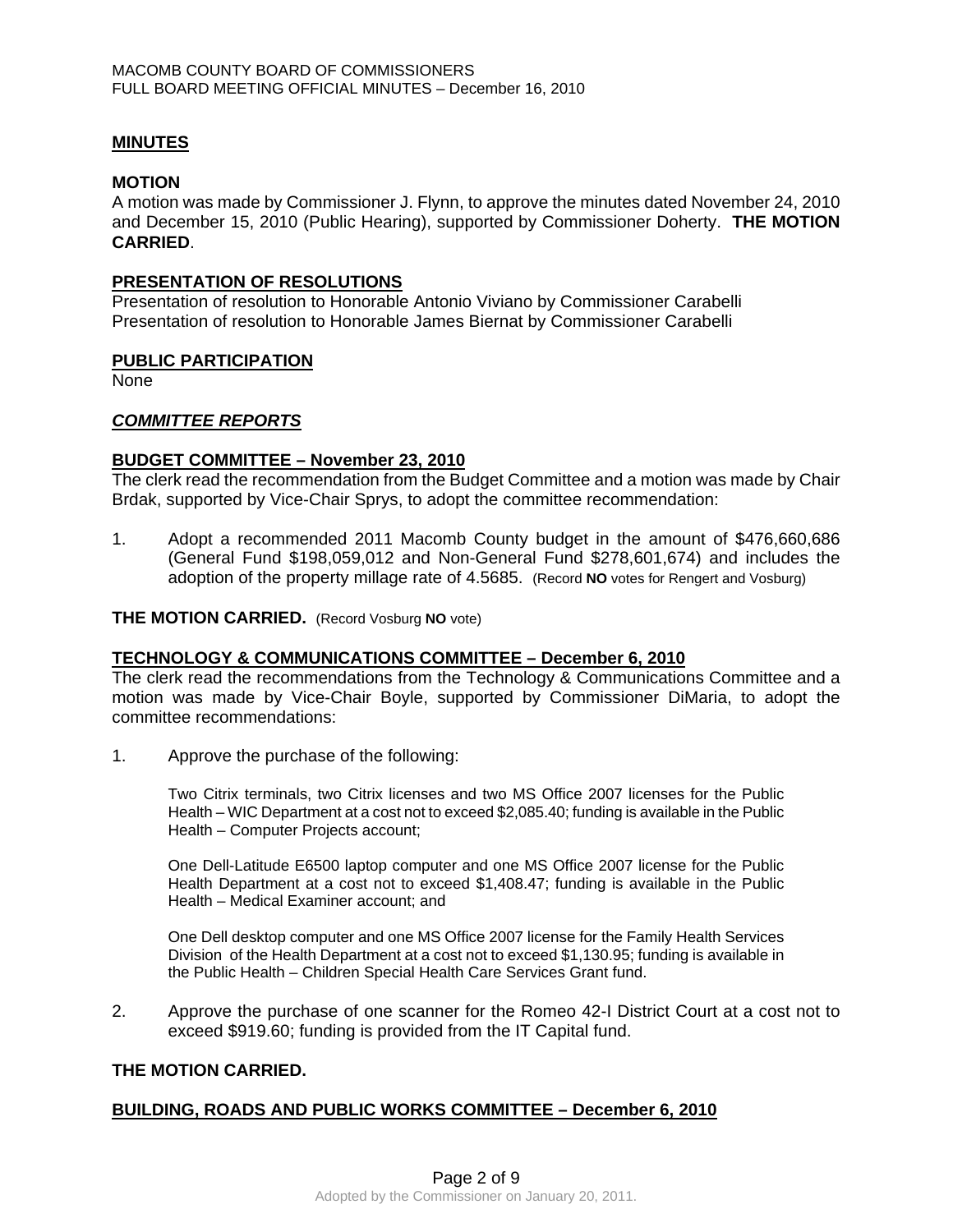**MINUTES**

**MOTION**

A motion was made by Commissioner J. Flynn, to approve the minutes dated November 24, 2010 and December 15, 2010 (Public Hearing), supported by Commissioner Doherty. **THE MOTION CARRIED**.

**PRESENTATION OF RESOLUTIONS**

Presentation of resolution to Honorable Antonio Viviano by Commissioner Carabelli
Presentation of resolution to Honorable James Biernat by Commissioner Carabelli

**PUBLIC PARTICIPATION**

None

***COMMITTEE REPORTS***

**BUDGET COMMITTEE – November 23, 2010**

The clerk read the recommendation from the Budget Committee and a motion was made by Chair Brdak, supported by Vice-Chair Sprys, to adopt the committee recommendation:

1. Adopt a recommended 2011 Macomb County budget in the amount of $476,660,686 (General Fund $198,059,012 and Non-General Fund $278,601,674) and includes the adoption of the property millage rate of 4.5685. (Record **NO** votes for Rengert and Vosburg)

**THE MOTION CARRIED.** (Record Vosburg **NO** vote)

**TECHNOLOGY & COMMUNICATIONS COMMITTEE – December 6, 2010**

The clerk read the recommendations from the Technology & Communications Committee and a motion was made by Vice-Chair Boyle, supported by Commissioner DiMaria, to adopt the committee recommendations:

1. Approve the purchase of the following:

   Two Citrix terminals, two Citrix licenses and two MS Office 2007 licenses for the Public Health – WIC Department at a cost not to exceed $2,085.40; funding is available in the Public Health – Computer Projects account;

   One Dell-Latitude E6500 laptop computer and one MS Office 2007 license for the Public Health Department at a cost not to exceed $1,408.47; funding is available in the Public Health – Medical Examiner account; and

   One Dell desktop computer and one MS Office 2007 license for the Family Health Services Division of the Health Department at a cost not to exceed $1,130.95; funding is available in the Public Health – Children Special Health Care Services Grant fund.

2. Approve the purchase of one scanner for the Romeo 42-I District Court at a cost not to exceed $919.60; funding is provided from the IT Capital fund.

**THE MOTION CARRIED.**

**BUILDING, ROADS AND PUBLIC WORKS COMMITTEE – December 6, 2010**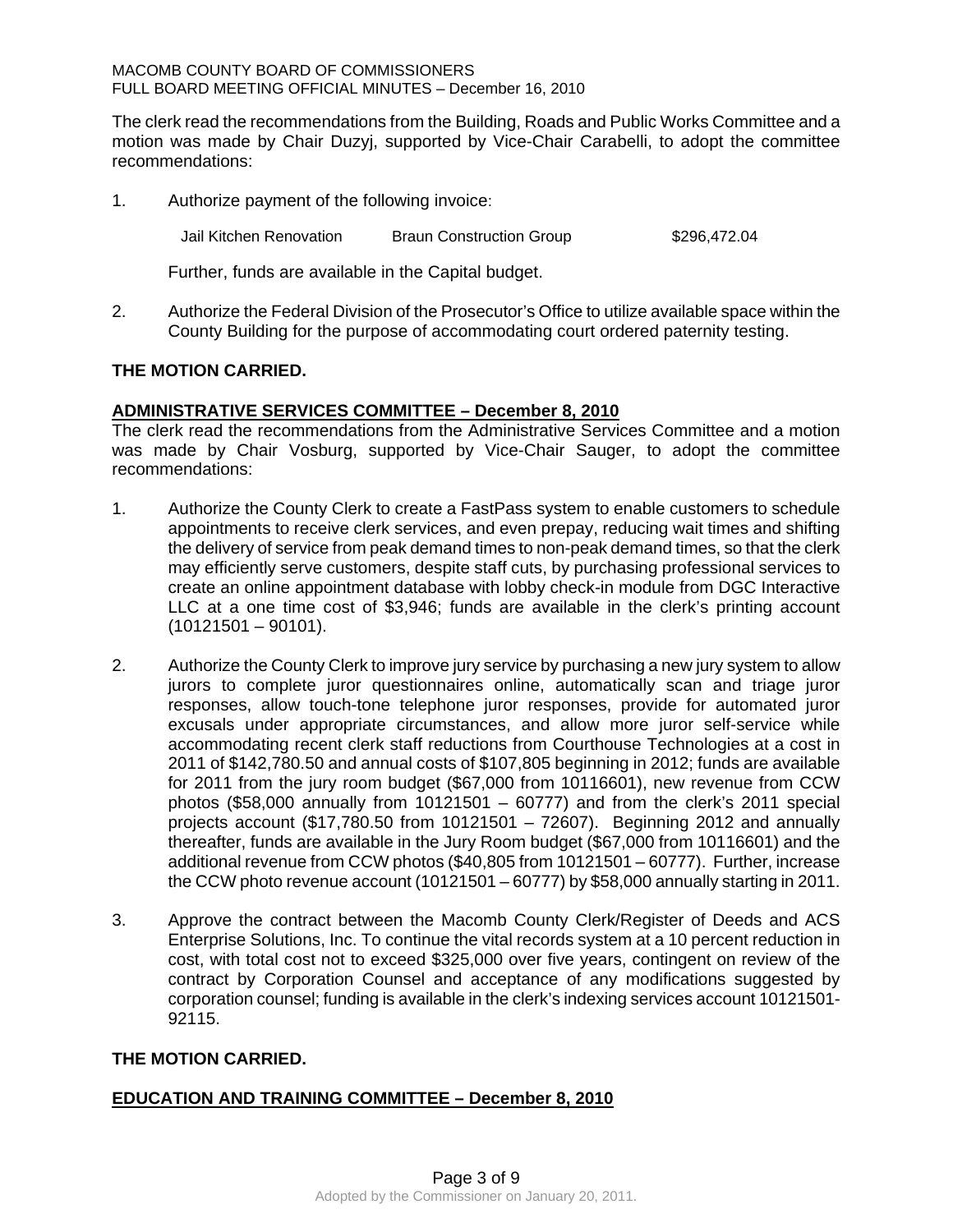The clerk read the recommendations from the Building, Roads and Public Works Committee and a motion was made by Chair Duzyj, supported by Vice-Chair Carabelli, to adopt the committee recommendations:

1. Authorize payment of the following invoice:

   | | | |
   |---|---|---|
   | Jail Kitchen Renovation | Braun Construction Group | $296,472.04 |

   Further, funds are available in the Capital budget.

2. Authorize the Federal Division of the Prosecutor's Office to utilize available space within the County Building for the purpose of accommodating court ordered paternity testing.

**THE MOTION CARRIED.**

**ADMINISTRATIVE SERVICES COMMITTEE – December 8, 2010**

The clerk read the recommendations from the Administrative Services Committee and a motion was made by Chair Vosburg, supported by Vice-Chair Sauger, to adopt the committee recommendations:

1. Authorize the County Clerk to create a FastPass system to enable customers to schedule appointments to receive clerk services, and even prepay, reducing wait times and shifting the delivery of service from peak demand times to non-peak demand times, so that the clerk may efficiently serve customers, despite staff cuts, by purchasing professional services to create an online appointment database with lobby check-in module from DGC Interactive LLC at a one time cost of $3,946; funds are available in the clerk's printing account (10121501 – 90101).

2. Authorize the County Clerk to improve jury service by purchasing a new jury system to allow jurors to complete juror questionnaires online, automatically scan and triage juror responses, allow touch-tone telephone juror responses, provide for automated juror excusals under appropriate circumstances, and allow more juror self-service while accommodating recent clerk staff reductions from Courthouse Technologies at a cost in 2011 of $142,780.50 and annual costs of $107,805 beginning in 2012; funds are available for 2011 from the jury room budget ($67,000 from 10116601), new revenue from CCW photos ($58,000 annually from 10121501 – 60777) and from the clerk's 2011 special projects account ($17,780.50 from 10121501 – 72607). Beginning 2012 and annually thereafter, funds are available in the Jury Room budget ($67,000 from 10116601) and the additional revenue from CCW photos ($40,805 from 10121501 – 60777). Further, increase the CCW photo revenue account (10121501 – 60777) by $58,000 annually starting in 2011.

3. Approve the contract between the Macomb County Clerk/Register of Deeds and ACS Enterprise Solutions, Inc. To continue the vital records system at a 10 percent reduction in cost, with total cost not to exceed $325,000 over five years, contingent on review of the contract by Corporation Counsel and acceptance of any modifications suggested by corporation counsel; funding is available in the clerk's indexing services account 10121501-92115.

**THE MOTION CARRIED.**

**EDUCATION AND TRAINING COMMITTEE – December 8, 2010**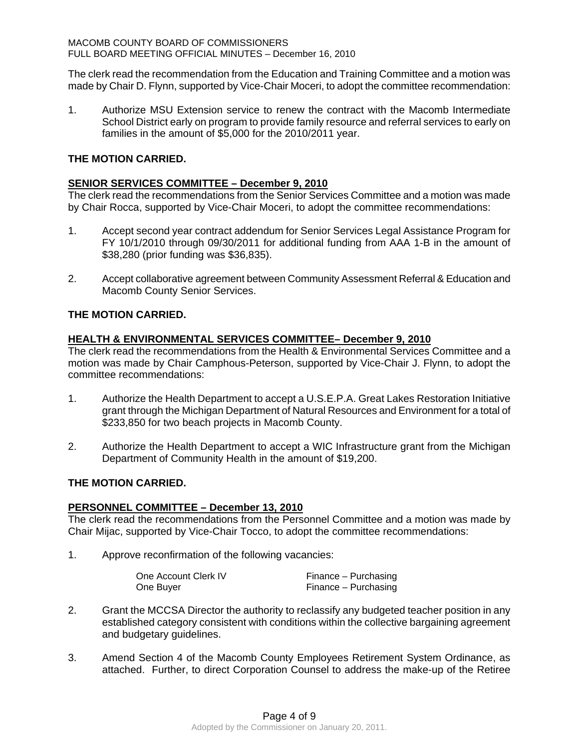The clerk read the recommendation from the Education and Training Committee and a motion was made by Chair D. Flynn, supported by Vice-Chair Moceri, to adopt the committee recommendation:

1. Authorize MSU Extension service to renew the contract with the Macomb Intermediate School District early on program to provide family resource and referral services to early on families in the amount of $5,000 for the 2010/2011 year.

**THE MOTION CARRIED.**

**SENIOR SERVICES COMMITTEE – December 9, 2010**

The clerk read the recommendations from the Senior Services Committee and a motion was made by Chair Rocca, supported by Vice-Chair Moceri, to adopt the committee recommendations:

1. Accept second year contract addendum for Senior Services Legal Assistance Program for FY 10/1/2010 through 09/30/2011 for additional funding from AAA 1-B in the amount of $38,280 (prior funding was $36,835).

2. Accept collaborative agreement between Community Assessment Referral & Education and Macomb County Senior Services.

**THE MOTION CARRIED.**

**HEALTH & ENVIRONMENTAL SERVICES COMMITTEE– December 9, 2010**

The clerk read the recommendations from the Health & Environmental Services Committee and a motion was made by Chair Camphous-Peterson, supported by Vice-Chair J. Flynn, to adopt the committee recommendations:

1. Authorize the Health Department to accept a U.S.E.P.A. Great Lakes Restoration Initiative grant through the Michigan Department of Natural Resources and Environment for a total of $233,850 for two beach projects in Macomb County.

2. Authorize the Health Department to accept a WIC Infrastructure grant from the Michigan Department of Community Health in the amount of $19,200.

**THE MOTION CARRIED.**

**PERSONNEL COMMITTEE – December 13, 2010**

The clerk read the recommendations from the Personnel Committee and a motion was made by Chair Mijac, supported by Vice-Chair Tocco, to adopt the committee recommendations:

1. Approve reconfirmation of the following vacancies:

| | |
|---|---|
| One Account Clerk IV | Finance – Purchasing |
| One Buyer | Finance – Purchasing |

2. Grant the MCCSA Director the authority to reclassify any budgeted teacher position in any established category consistent with conditions within the collective bargaining agreement and budgetary guidelines.

3. Amend Section 4 of the Macomb County Employees Retirement System Ordinance, as attached. Further, to direct Corporation Counsel to address the make-up of the Retiree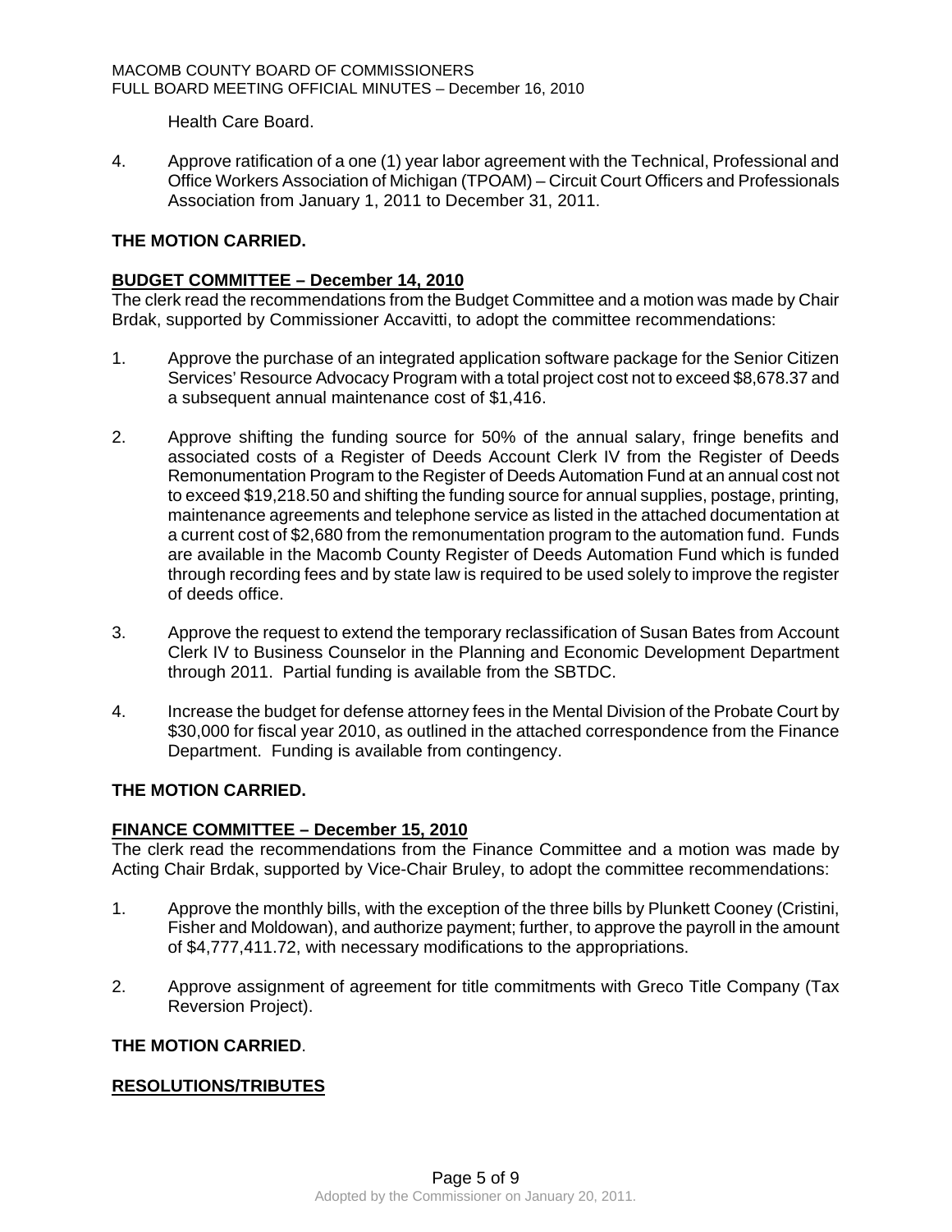Health Care Board.

4. Approve ratification of a one (1) year labor agreement with the Technical, Professional and Office Workers Association of Michigan (TPOAM) – Circuit Court Officers and Professionals Association from January 1, 2011 to December 31, 2011.

**THE MOTION CARRIED.**

**BUDGET COMMITTEE – December 14, 2010**

The clerk read the recommendations from the Budget Committee and a motion was made by Chair Brdak, supported by Commissioner Accavitti, to adopt the committee recommendations:

1. Approve the purchase of an integrated application software package for the Senior Citizen Services' Resource Advocacy Program with a total project cost not to exceed $8,678.37 and a subsequent annual maintenance cost of $1,416.

2. Approve shifting the funding source for 50% of the annual salary, fringe benefits and associated costs of a Register of Deeds Account Clerk IV from the Register of Deeds Remonumentation Program to the Register of Deeds Automation Fund at an annual cost not to exceed $19,218.50 and shifting the funding source for annual supplies, postage, printing, maintenance agreements and telephone service as listed in the attached documentation at a current cost of $2,680 from the remonumentation program to the automation fund. Funds are available in the Macomb County Register of Deeds Automation Fund which is funded through recording fees and by state law is required to be used solely to improve the register of deeds office.

3. Approve the request to extend the temporary reclassification of Susan Bates from Account Clerk IV to Business Counselor in the Planning and Economic Development Department through 2011. Partial funding is available from the SBTDC.

4. Increase the budget for defense attorney fees in the Mental Division of the Probate Court by $30,000 for fiscal year 2010, as outlined in the attached correspondence from the Finance Department. Funding is available from contingency.

**THE MOTION CARRIED.**

**FINANCE COMMITTEE – December 15, 2010**

The clerk read the recommendations from the Finance Committee and a motion was made by Acting Chair Brdak, supported by Vice-Chair Bruley, to adopt the committee recommendations:

1. Approve the monthly bills, with the exception of the three bills by Plunkett Cooney (Cristini, Fisher and Moldowan), and authorize payment; further, to approve the payroll in the amount of $4,777,411.72, with necessary modifications to the appropriations.

2. Approve assignment of agreement for title commitments with Greco Title Company (Tax Reversion Project).

**THE MOTION CARRIED**.

**RESOLUTIONS/TRIBUTES**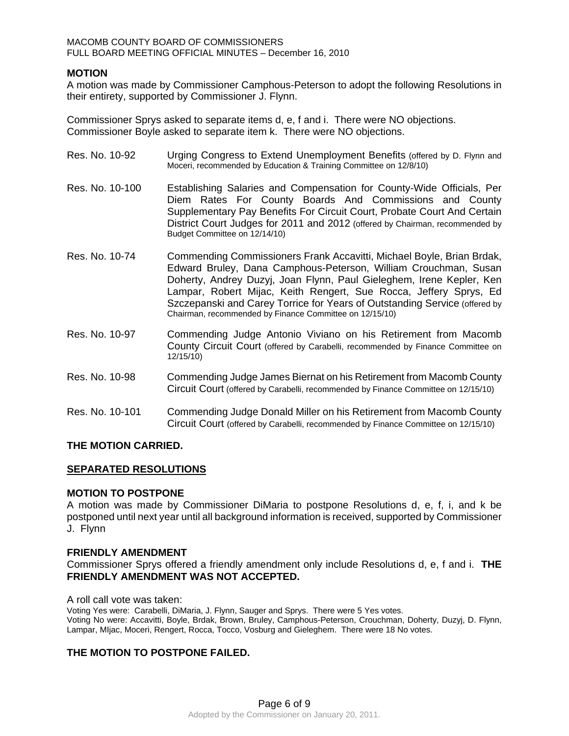**MOTION**

A motion was made by Commissioner Camphous-Peterson to adopt the following Resolutions in their entirety, supported by Commissioner J. Flynn.

Commissioner Sprys asked to separate items d, e, f and i. There were NO objections.
Commissioner Boyle asked to separate item k. There were NO objections.

| | |
|---|---|
| Res. No. 10-92 | Urging Congress to Extend Unemployment Benefits (offered by D. Flynn and Moceri, recommended by Education & Training Committee on 12/8/10) |
| Res. No. 10-100 | Establishing Salaries and Compensation for County-Wide Officials, Per Diem Rates For County Boards And Commissions and County Supplementary Pay Benefits For Circuit Court, Probate Court And Certain District Court Judges for 2011 and 2012 (offered by Chairman, recommended by Budget Committee on 12/14/10) |
| Res. No. 10-74 | Commending Commissioners Frank Accavitti, Michael Boyle, Brian Brdak, Edward Bruley, Dana Camphous-Peterson, William Crouchman, Susan Doherty, Andrey Duzyj, Joan Flynn, Paul Gieleghem, Irene Kepler, Ken Lampar, Robert Mijac, Keith Rengert, Sue Rocca, Jeffery Sprys, Ed Szczepanski and Carey Torrice for Years of Outstanding Service (offered by Chairman, recommended by Finance Committee on 12/15/10) |
| Res. No. 10-97 | Commending Judge Antonio Viviano on his Retirement from Macomb County Circuit Court (offered by Carabelli, recommended by Finance Committee on 12/15/10) |
| Res. No. 10-98 | Commending Judge James Biernat on his Retirement from Macomb County Circuit Court (offered by Carabelli, recommended by Finance Committee on 12/15/10) |
| Res. No. 10-101 | Commending Judge Donald Miller on his Retirement from Macomb County Circuit Court (offered by Carabelli, recommended by Finance Committee on 12/15/10) |

**THE MOTION CARRIED.**

**SEPARATED RESOLUTIONS**

**MOTION TO POSTPONE**

A motion was made by Commissioner DiMaria to postpone Resolutions d, e, f, i, and k be postponed until next year until all background information is received, supported by Commissioner J. Flynn

**FRIENDLY AMENDMENT**

Commissioner Sprys offered a friendly amendment only include Resolutions d, e, f and i. **THE FRIENDLY AMENDMENT WAS NOT ACCEPTED.**

A roll call vote was taken:

Voting Yes were: Carabelli, DiMaria, J. Flynn, Sauger and Sprys. There were 5 Yes votes.
Voting No were: Accavitti, Boyle, Brdak, Brown, Bruley, Camphous-Peterson, Crouchman, Doherty, Duzyj, D. Flynn, Lampar, MIjac, Moceri, Rengert, Rocca, Tocco, Vosburg and Gieleghem. There were 18 No votes.

**THE MOTION TO POSTPONE FAILED.**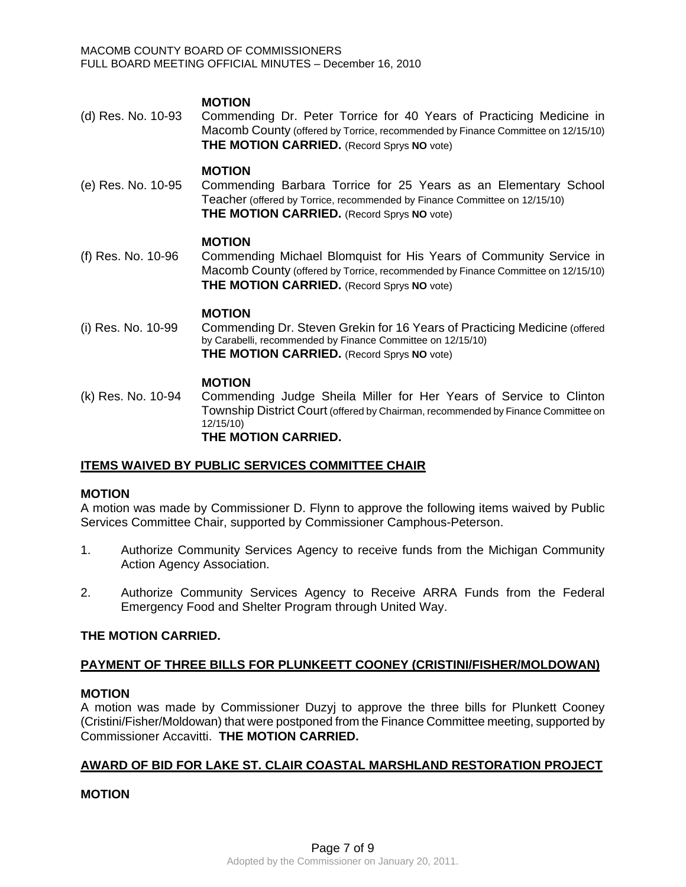**MOTION**

(d) Res. No. 10-93 Commending Dr. Peter Torrice for 40 Years of Practicing Medicine in Macomb County (offered by Torrice, recommended by Finance Committee on 12/15/10)
**THE MOTION CARRIED.** (Record Sprys **NO** vote)

**MOTION**

(e) Res. No. 10-95 Commending Barbara Torrice for 25 Years as an Elementary School Teacher (offered by Torrice, recommended by Finance Committee on 12/15/10)
**THE MOTION CARRIED.** (Record Sprys **NO** vote)

**MOTION**

(f) Res. No. 10-96 Commending Michael Blomquist for His Years of Community Service in Macomb County (offered by Torrice, recommended by Finance Committee on 12/15/10)
**THE MOTION CARRIED.** (Record Sprys **NO** vote)

**MOTION**

(i) Res. No. 10-99 Commending Dr. Steven Grekin for 16 Years of Practicing Medicine (offered by Carabelli, recommended by Finance Committee on 12/15/10)
**THE MOTION CARRIED.** (Record Sprys **NO** vote)

**MOTION**

(k) Res. No. 10-94 Commending Judge Sheila Miller for Her Years of Service to Clinton Township District Court (offered by Chairman, recommended by Finance Committee on 12/15/10)
**THE MOTION CARRIED.**

## ITEMS WAIVED BY PUBLIC SERVICES COMMITTEE CHAIR

**MOTION**

A motion was made by Commissioner D. Flynn to approve the following items waived by Public Services Committee Chair, supported by Commissioner Camphous-Peterson.

1. Authorize Community Services Agency to receive funds from the Michigan Community Action Agency Association.
2. Authorize Community Services Agency to Receive ARRA Funds from the Federal Emergency Food and Shelter Program through United Way.

**THE MOTION CARRIED.**

## PAYMENT OF THREE BILLS FOR PLUNKEETT COONEY (CRISTINI/FISHER/MOLDOWAN)

**MOTION**

A motion was made by Commissioner Duzyj to approve the three bills for Plunkett Cooney (Cristini/Fisher/Moldowan) that were postponed from the Finance Committee meeting, supported by Commissioner Accavitti. **THE MOTION CARRIED.**

## AWARD OF BID FOR LAKE ST. CLAIR COASTAL MARSHLAND RESTORATION PROJECT

**MOTION**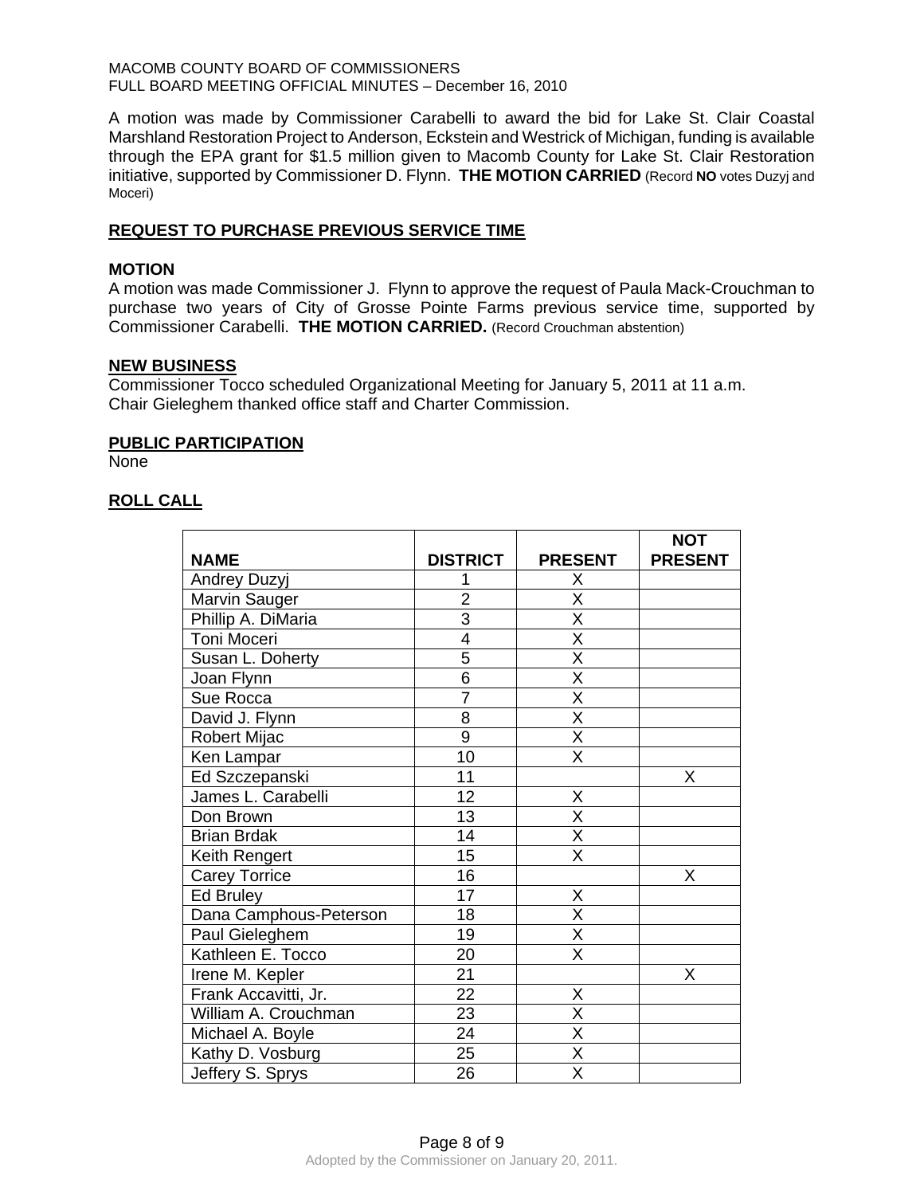A motion was made by Commissioner Carabelli to award the bid for Lake St. Clair Coastal Marshland Restoration Project to Anderson, Eckstein and Westrick of Michigan, funding is available through the EPA grant for $1.5 million given to Macomb County for Lake St. Clair Restoration initiative, supported by Commissioner D. Flynn. **THE MOTION CARRIED** (Record **NO** votes Duzyj and Moceri)

## REQUEST TO PURCHASE PREVIOUS SERVICE TIME

### MOTION

A motion was made Commissioner J. Flynn to approve the request of Paula Mack-Crouchman to purchase two years of City of Grosse Pointe Farms previous service time, supported by Commissioner Carabelli. **THE MOTION CARRIED.** (Record Crouchman abstention)

## NEW BUSINESS

Commissioner Tocco scheduled Organizational Meeting for January 5, 2011 at 11 a.m.
Chair Gieleghem thanked office staff and Charter Commission.

## PUBLIC PARTICIPATION

None

## ROLL CALL

| NAME | DISTRICT | PRESENT | NOT PRESENT |
|---|---|---|---|
| Andrey Duzyj | 1 | X | |
| Marvin Sauger | 2 | X | |
| Phillip A. DiMaria | 3 | X | |
| Toni Moceri | 4 | X | |
| Susan L. Doherty | 5 | X | |
| Joan Flynn | 6 | X | |
| Sue Rocca | 7 | X | |
| David J. Flynn | 8 | X | |
| Robert Mijac | 9 | X | |
| Ken Lampar | 10 | X | |
| Ed Szczepanski | 11 | | X |
| James L. Carabelli | 12 | X | |
| Don Brown | 13 | X | |
| Brian Brdak | 14 | X | |
| Keith Rengert | 15 | X | |
| Carey Torrice | 16 | | X |
| Ed Bruley | 17 | X | |
| Dana Camphous-Peterson | 18 | X | |
| Paul Gieleghem | 19 | X | |
| Kathleen E. Tocco | 20 | X | |
| Irene M. Kepler | 21 | | X |
| Frank Accavitti, Jr. | 22 | X | |
| William A. Crouchman | 23 | X | |
| Michael A. Boyle | 24 | X | |
| Kathy D. Vosburg | 25 | X | |
| Jeffery S. Sprys | 26 | X | |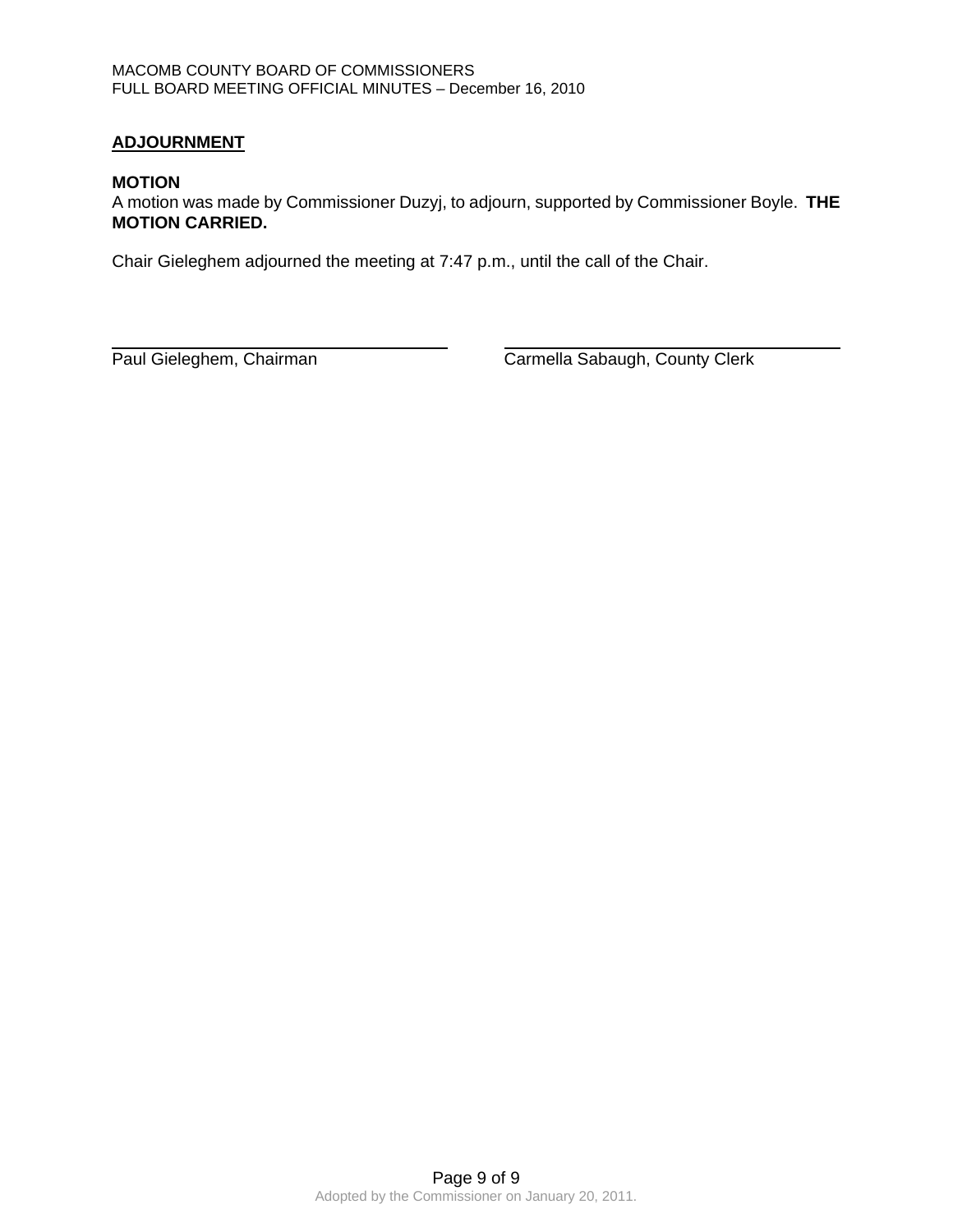## ADJOURNMENT

**MOTION**
A motion was made by Commissioner Duzyj, to adjourn, supported by Commissioner Boyle. **THE MOTION CARRIED.**

Chair Gieleghem adjourned the meeting at 7:47 p.m., until the call of the Chair.

| | |
|---|---|
| Paul Gieleghem, Chairman | Carmella Sabaugh, County Clerk |

Adopted by the Commissioner on January 20, 2011.